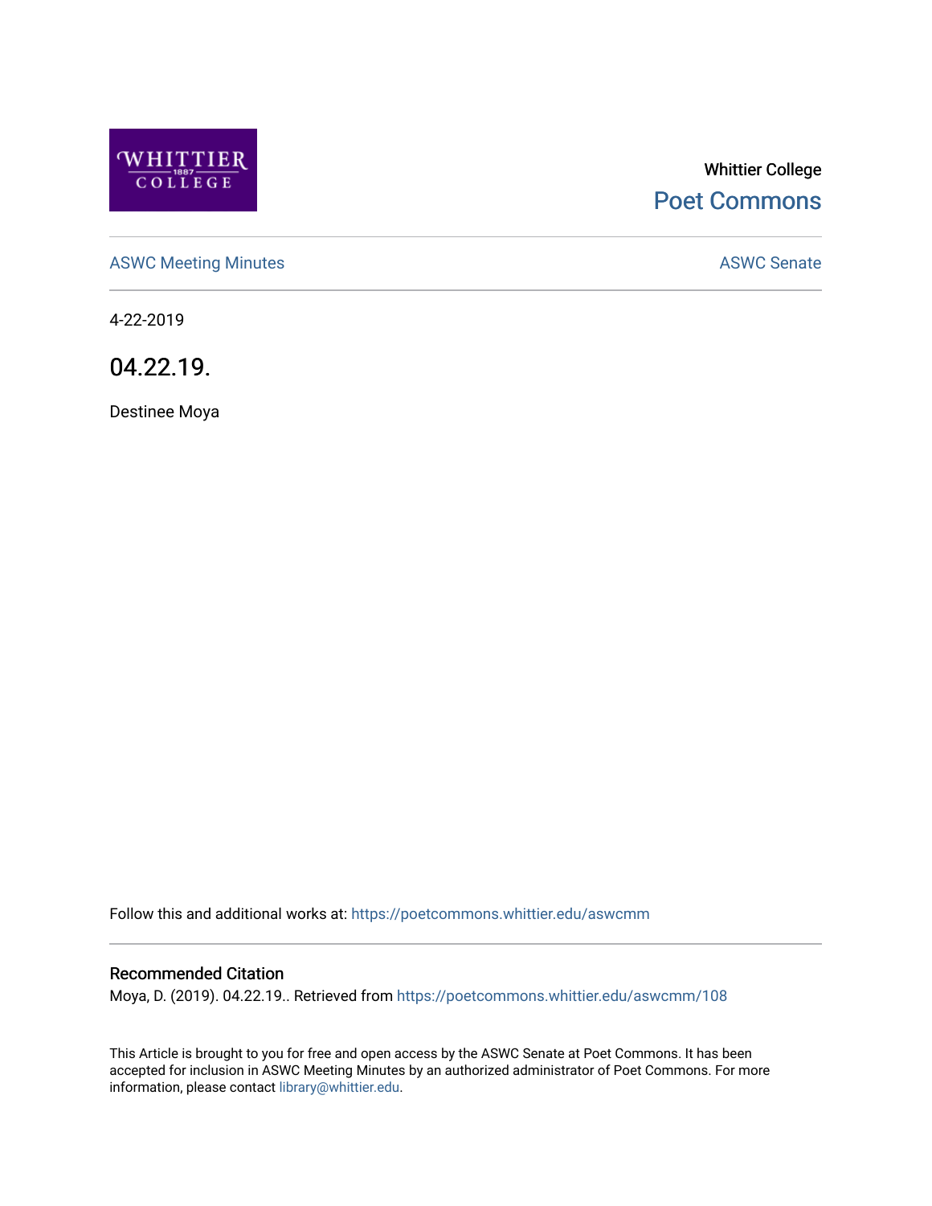Whittier College

Poet Commons

ASWC Meeting Minutes

ASWC Senate

4-22-2019

# 04.22.19.

Destinee Moya

Follow this and additional works at: https://poetcommons.whittier.edu/aswcmm

## Recommended Citation

Moya, D. (2019). 04.22.19.. Retrieved from https://poetcommons.whittier.edu/aswcmm/108

This Article is brought to you for free and open access by the ASWC Senate at Poet Commons. It has been accepted for inclusion in ASWC Meeting Minutes by an authorized administrator of Poet Commons. For more information, please contact library@whittier.edu.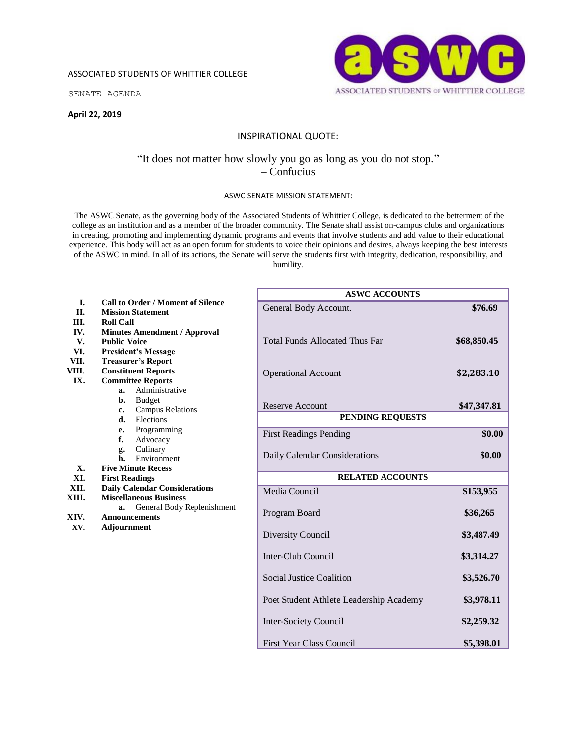ASSOCIATED STUDENTS OF WHITTIER COLLEGE

SENATE AGENDA

**April 22, 2019**

INSPIRATIONAL QUOTE:

"It does not matter how slowly you go as long as you do not stop."
– Confucius

ASWC SENATE MISSION STATEMENT:

The ASWC Senate, as the governing body of the Associated Students of Whittier College, is dedicated to the betterment of the college as an institution and as a member of the broader community. The Senate shall assist on-campus clubs and organizations in creating, promoting and implementing dynamic programs and events that involve students and add value to their educational experience. This body will act as an open forum for students to voice their opinions and desires, always keeping the best interests of the ASWC in mind. In all of its actions, the Senate will serve the students first with integrity, dedication, responsibility, and humility.

- **I. Call to Order / Moment of Silence**
- **II. Mission Statement**
- **III. Roll Call**
- **IV. Minutes Amendment / Approval**
- **V. Public Voice**
- **VI. President's Message**
- **VII. Treasurer's Report**
- **VIII. Constituent Reports**
- **IX. Committee Reports**
  - **a.** Administrative
  - **b.** Budget
  - **c.** Campus Relations
  - **d.** Elections
  - **e.** Programming
  - **f.** Advocacy
  - **g.** Culinary
  - **h.** Environment
- **X. Five Minute Recess**
- **XI. First Readings**
- **XII. Daily Calendar Considerations**
- **XIII. Miscellaneous Business**
  - **a.** General Body Replenishment
- **XIV. Announcements**
- **XV. Adjournment**

| **ASWC ACCOUNTS** | |
|---|---|
| General Body Account. | **$76.69** |
| Total Funds Allocated Thus Far | **$68,850.45** |
| Operational Account | **$2,283.10** |
| Reserve Account | **$47,347.81** |
| **PENDING REQUESTS** | |
| First Readings Pending | **$0.00** |
| Daily Calendar Considerations | **$0.00** |
| **RELATED ACCOUNTS** | |
| Media Council | **$153,955** |
| Program Board | **$36,265** |
| Diversity Council | **$3,487.49** |
| Inter-Club Council | **$3,314.27** |
| Social Justice Coalition | **$3,526.70** |
| Poet Student Athlete Leadership Academy | **$3,978.11** |
| Inter-Society Council | **$2,259.32** |
| First Year Class Council | **$5,398.01** |